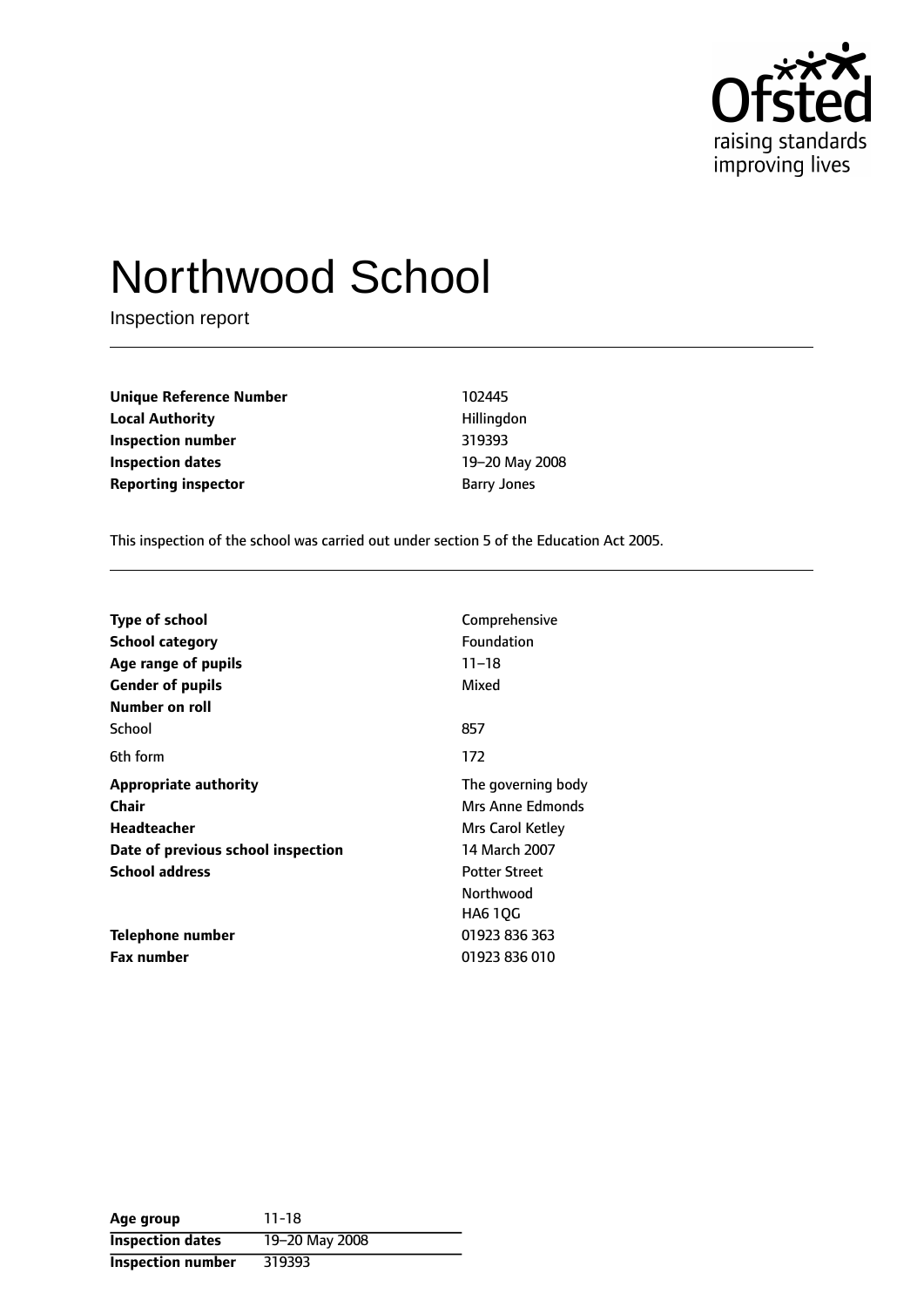Ofsted
raising standards
improving lives

# Northwood School

Inspection report

| | |
|---|---|
| **Unique Reference Number** | 102445 |
| **Local Authority** | Hillingdon |
| **Inspection number** | 319393 |
| **Inspection dates** | 19–20 May 2008 |
| **Reporting inspector** | Barry Jones |

This inspection of the school was carried out under section 5 of the Education Act 2005.

| | |
|---|---|
| **Type of school** | Comprehensive |
| **School category** | Foundation |
| **Age range of pupils** | 11–18 |
| **Gender of pupils** | Mixed |
| **Number on roll** | |
| School | 857 |
| 6th form | 172 |
| **Appropriate authority** | The governing body |
| **Chair** | Mrs Anne Edmonds |
| **Headteacher** | Mrs Carol Ketley |
| **Date of previous school inspection** | 14 March 2007 |
| **School address** | Potter Street<br>Northwood<br>HA6 1QG |
| **Telephone number** | 01923 836 363 |
| **Fax number** | 01923 836 010 |

| | |
|---|---|
| **Age group** | 11-18 |
| **Inspection dates** | 19–20 May 2008 |
| **Inspection number** | 319393 |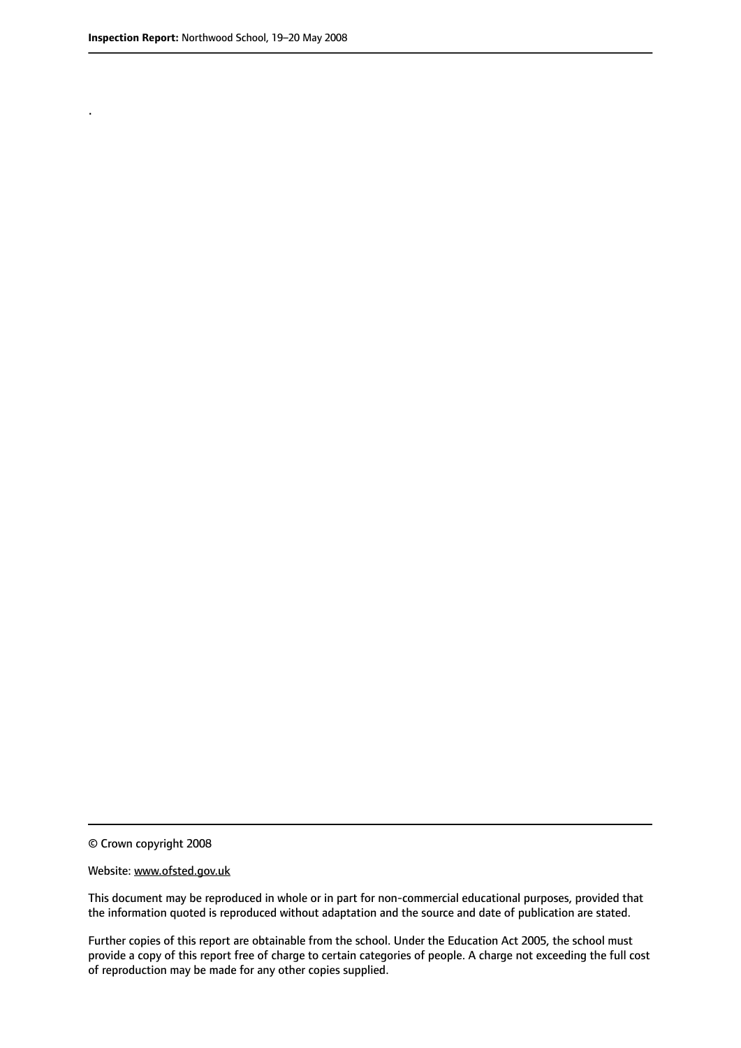.

© Crown copyright 2008

Website: www.ofsted.gov.uk

This document may be reproduced in whole or in part for non-commercial educational purposes, provided that the information quoted is reproduced without adaptation and the source and date of publication are stated.

Further copies of this report are obtainable from the school. Under the Education Act 2005, the school must provide a copy of this report free of charge to certain categories of people. A charge not exceeding the full cost of reproduction may be made for any other copies supplied.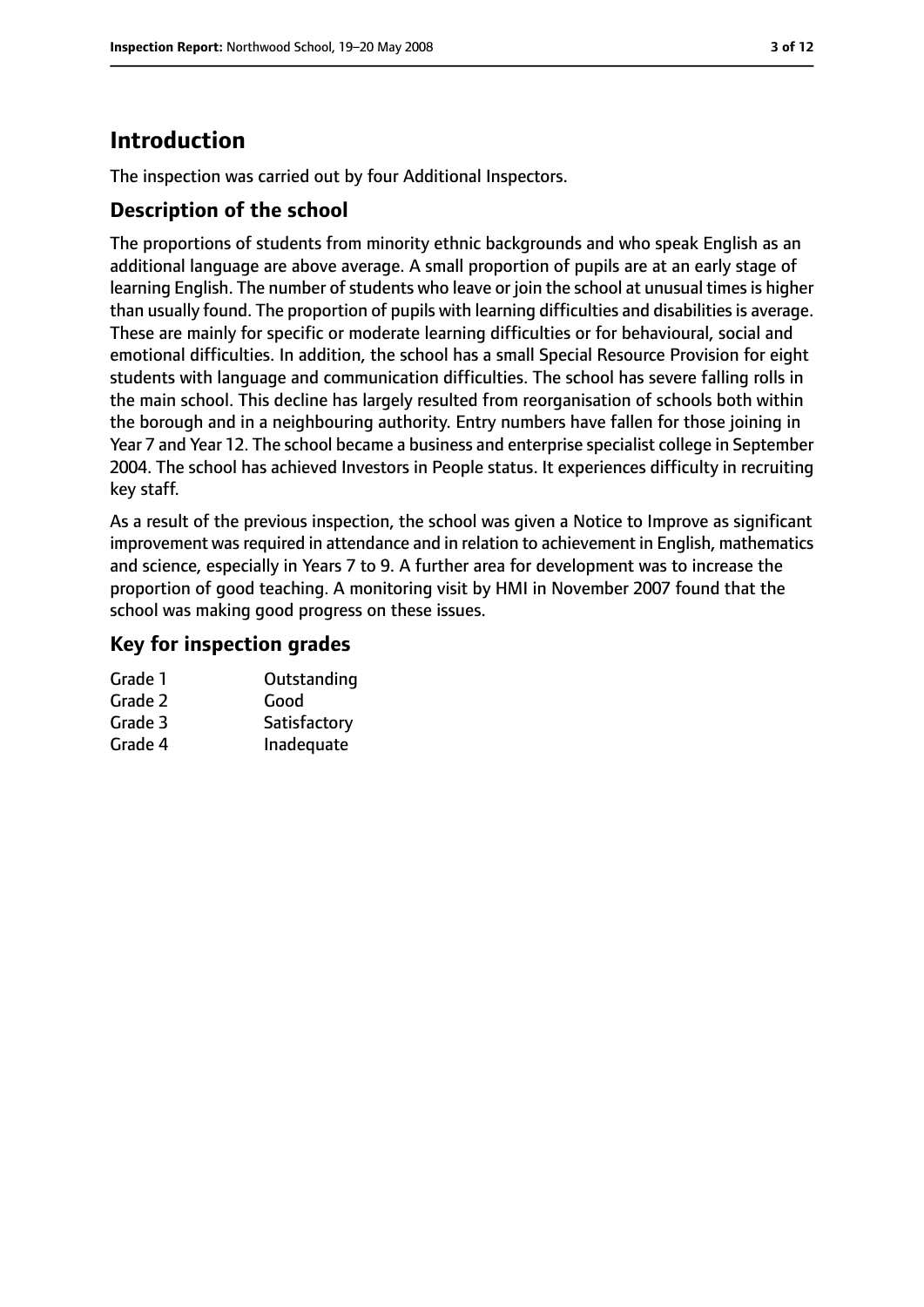## Introduction

The inspection was carried out by four Additional Inspectors.

### Description of the school

The proportions of students from minority ethnic backgrounds and who speak English as an additional language are above average. A small proportion of pupils are at an early stage of learning English. The number of students who leave or join the school at unusual times is higher than usually found. The proportion of pupils with learning difficulties and disabilities is average. These are mainly for specific or moderate learning difficulties or for behavioural, social and emotional difficulties. In addition, the school has a small Special Resource Provision for eight students with language and communication difficulties. The school has severe falling rolls in the main school. This decline has largely resulted from reorganisation of schools both within the borough and in a neighbouring authority. Entry numbers have fallen for those joining in Year 7 and Year 12. The school became a business and enterprise specialist college in September 2004. The school has achieved Investors in People status. It experiences difficulty in recruiting key staff.

As a result of the previous inspection, the school was given a Notice to Improve as significant improvement was required in attendance and in relation to achievement in English, mathematics and science, especially in Years 7 to 9. A further area for development was to increase the proportion of good teaching. A monitoring visit by HMI in November 2007 found that the school was making good progress on these issues.

### Key for inspection grades

| | |
|---|---|
| Grade 1 | Outstanding |
| Grade 2 | Good |
| Grade 3 | Satisfactory |
| Grade 4 | Inadequate |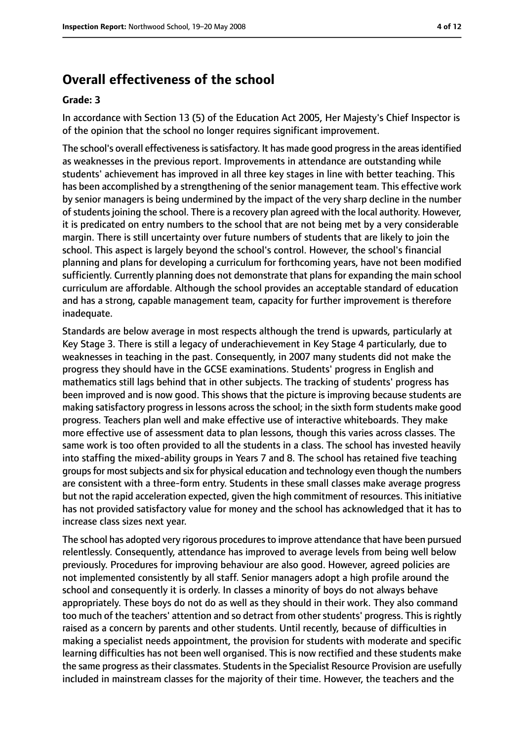## Overall effectiveness of the school

### Grade: 3

In accordance with Section 13 (5) of the Education Act 2005, Her Majesty's Chief Inspector is of the opinion that the school no longer requires significant improvement.

The school's overall effectiveness is satisfactory. It has made good progress in the areas identified as weaknesses in the previous report. Improvements in attendance are outstanding while students' achievement has improved in all three key stages in line with better teaching. This has been accomplished by a strengthening of the senior management team. This effective work by senior managers is being undermined by the impact of the very sharp decline in the number of students joining the school. There is a recovery plan agreed with the local authority. However, it is predicated on entry numbers to the school that are not being met by a very considerable margin. There is still uncertainty over future numbers of students that are likely to join the school. This aspect is largely beyond the school's control. However, the school's financial planning and plans for developing a curriculum for forthcoming years, have not been modified sufficiently. Currently planning does not demonstrate that plans for expanding the main school curriculum are affordable. Although the school provides an acceptable standard of education and has a strong, capable management team, capacity for further improvement is therefore inadequate.

Standards are below average in most respects although the trend is upwards, particularly at Key Stage 3. There is still a legacy of underachievement in Key Stage 4 particularly, due to weaknesses in teaching in the past. Consequently, in 2007 many students did not make the progress they should have in the GCSE examinations. Students' progress in English and mathematics still lags behind that in other subjects. The tracking of students' progress has been improved and is now good. This shows that the picture is improving because students are making satisfactory progress in lessons across the school; in the sixth form students make good progress. Teachers plan well and make effective use of interactive whiteboards. They make more effective use of assessment data to plan lessons, though this varies across classes. The same work is too often provided to all the students in a class. The school has invested heavily into staffing the mixed-ability groups in Years 7 and 8. The school has retained five teaching groups for most subjects and six for physical education and technology even though the numbers are consistent with a three-form entry. Students in these small classes make average progress but not the rapid acceleration expected, given the high commitment of resources. This initiative has not provided satisfactory value for money and the school has acknowledged that it has to increase class sizes next year.

The school has adopted very rigorous procedures to improve attendance that have been pursued relentlessly. Consequently, attendance has improved to average levels from being well below previously. Procedures for improving behaviour are also good. However, agreed policies are not implemented consistently by all staff. Senior managers adopt a high profile around the school and consequently it is orderly. In classes a minority of boys do not always behave appropriately. These boys do not do as well as they should in their work. They also command too much of the teachers' attention and so detract from other students' progress. This is rightly raised as a concern by parents and other students. Until recently, because of difficulties in making a specialist needs appointment, the provision for students with moderate and specific learning difficulties has not been well organised. This is now rectified and these students make the same progress as their classmates. Students in the Specialist Resource Provision are usefully included in mainstream classes for the majority of their time. However, the teachers and the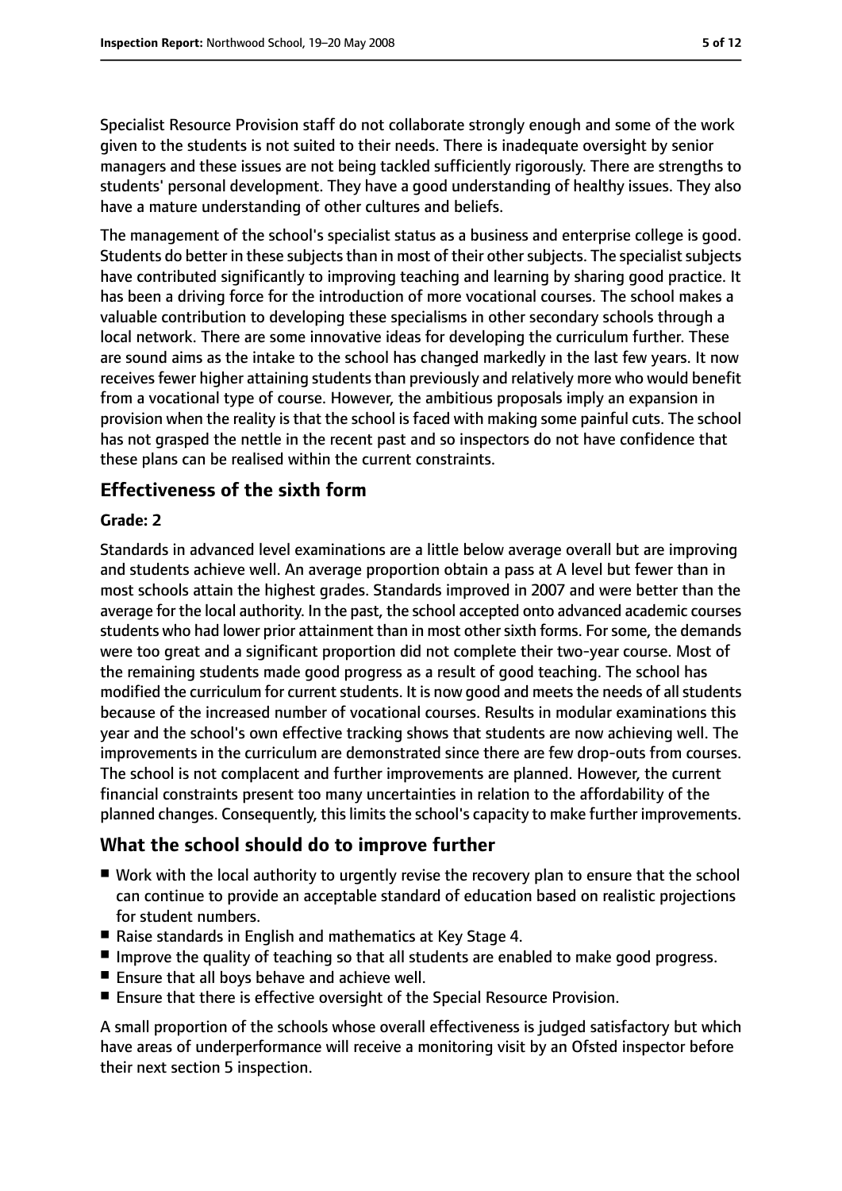Specialist Resource Provision staff do not collaborate strongly enough and some of the work given to the students is not suited to their needs. There is inadequate oversight by senior managers and these issues are not being tackled sufficiently rigorously. There are strengths to students' personal development. They have a good understanding of healthy issues. They also have a mature understanding of other cultures and beliefs.

The management of the school's specialist status as a business and enterprise college is good. Students do better in these subjects than in most of their other subjects. The specialist subjects have contributed significantly to improving teaching and learning by sharing good practice. It has been a driving force for the introduction of more vocational courses. The school makes a valuable contribution to developing these specialisms in other secondary schools through a local network. There are some innovative ideas for developing the curriculum further. These are sound aims as the intake to the school has changed markedly in the last few years. It now receives fewer higher attaining students than previously and relatively more who would benefit from a vocational type of course. However, the ambitious proposals imply an expansion in provision when the reality is that the school is faced with making some painful cuts. The school has not grasped the nettle in the recent past and so inspectors do not have confidence that these plans can be realised within the current constraints.

## Effectiveness of the sixth form

**Grade: 2**

Standards in advanced level examinations are a little below average overall but are improving and students achieve well. An average proportion obtain a pass at A level but fewer than in most schools attain the highest grades. Standards improved in 2007 and were better than the average for the local authority. In the past, the school accepted onto advanced academic courses students who had lower prior attainment than in most other sixth forms. For some, the demands were too great and a significant proportion did not complete their two-year course. Most of the remaining students made good progress as a result of good teaching. The school has modified the curriculum for current students. It is now good and meets the needs of all students because of the increased number of vocational courses. Results in modular examinations this year and the school's own effective tracking shows that students are now achieving well. The improvements in the curriculum are demonstrated since there are few drop-outs from courses. The school is not complacent and further improvements are planned. However, the current financial constraints present too many uncertainties in relation to the affordability of the planned changes. Consequently, this limits the school's capacity to make further improvements.

## What the school should do to improve further

- Work with the local authority to urgently revise the recovery plan to ensure that the school can continue to provide an acceptable standard of education based on realistic projections for student numbers.
- Raise standards in English and mathematics at Key Stage 4.
- Improve the quality of teaching so that all students are enabled to make good progress.
- Ensure that all boys behave and achieve well.
- Ensure that there is effective oversight of the Special Resource Provision.

A small proportion of the schools whose overall effectiveness is judged satisfactory but which have areas of underperformance will receive a monitoring visit by an Ofsted inspector before their next section 5 inspection.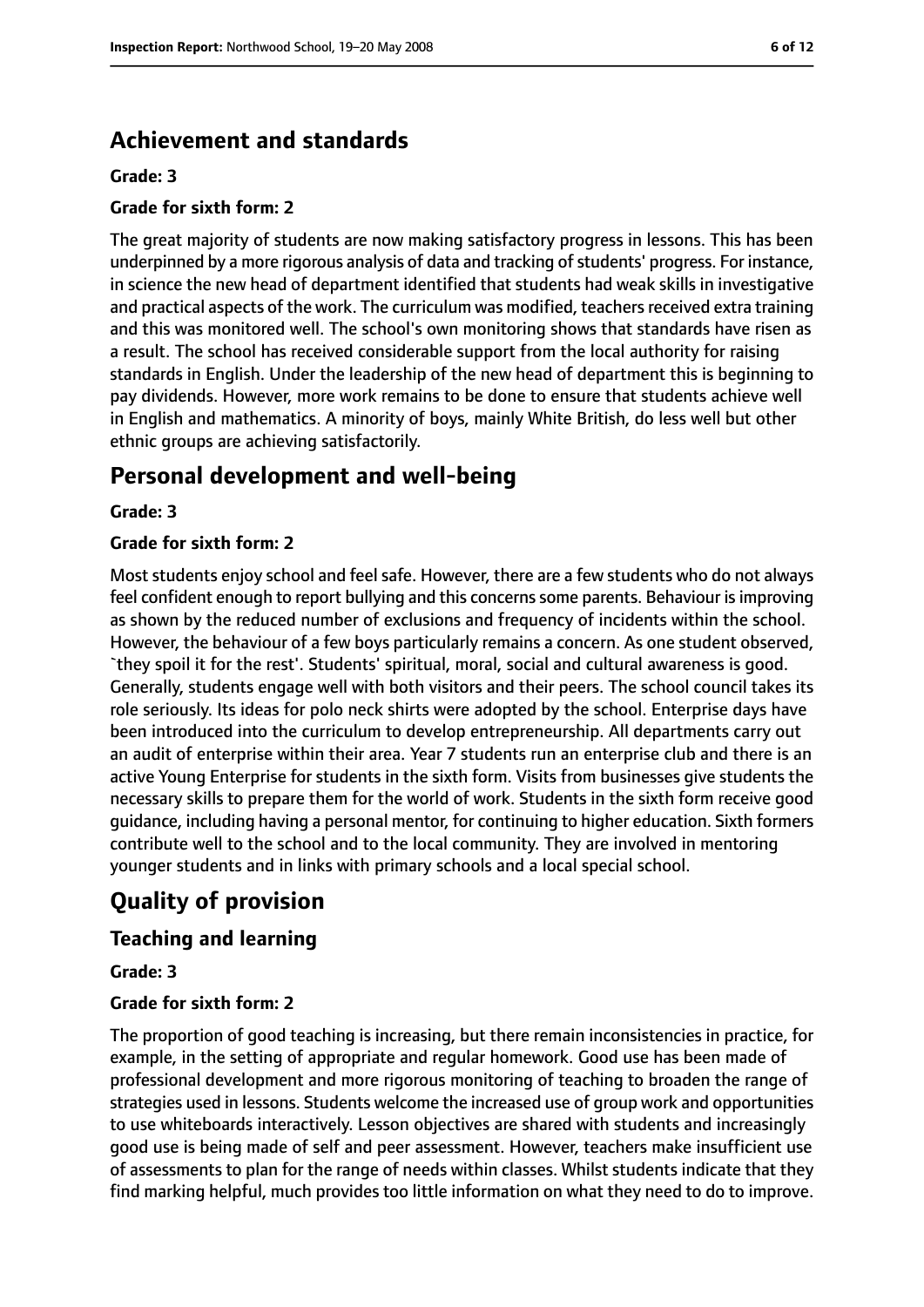## Achievement and standards

**Grade: 3**

**Grade for sixth form: 2**

The great majority of students are now making satisfactory progress in lessons. This has been underpinned by a more rigorous analysis of data and tracking of students' progress. For instance, in science the new head of department identified that students had weak skills in investigative and practical aspects of the work. The curriculum was modified, teachers received extra training and this was monitored well. The school's own monitoring shows that standards have risen as a result. The school has received considerable support from the local authority for raising standards in English. Under the leadership of the new head of department this is beginning to pay dividends. However, more work remains to be done to ensure that students achieve well in English and mathematics. A minority of boys, mainly White British, do less well but other ethnic groups are achieving satisfactorily.

## Personal development and well-being

**Grade: 3**

**Grade for sixth form: 2**

Most students enjoy school and feel safe. However, there are a few students who do not always feel confident enough to report bullying and this concerns some parents. Behaviour is improving as shown by the reduced number of exclusions and frequency of incidents within the school. However, the behaviour of a few boys particularly remains a concern. As one student observed, `they spoil it for the rest'. Students' spiritual, moral, social and cultural awareness is good. Generally, students engage well with both visitors and their peers. The school council takes its role seriously. Its ideas for polo neck shirts were adopted by the school. Enterprise days have been introduced into the curriculum to develop entrepreneurship. All departments carry out an audit of enterprise within their area. Year 7 students run an enterprise club and there is an active Young Enterprise for students in the sixth form. Visits from businesses give students the necessary skills to prepare them for the world of work. Students in the sixth form receive good guidance, including having a personal mentor, for continuing to higher education. Sixth formers contribute well to the school and to the local community. They are involved in mentoring younger students and in links with primary schools and a local special school.

# Quality of provision

## Teaching and learning

**Grade: 3**

**Grade for sixth form: 2**

The proportion of good teaching is increasing, but there remain inconsistencies in practice, for example, in the setting of appropriate and regular homework. Good use has been made of professional development and more rigorous monitoring of teaching to broaden the range of strategies used in lessons. Students welcome the increased use of group work and opportunities to use whiteboards interactively. Lesson objectives are shared with students and increasingly good use is being made of self and peer assessment. However, teachers make insufficient use of assessments to plan for the range of needs within classes. Whilst students indicate that they find marking helpful, much provides too little information on what they need to do to improve.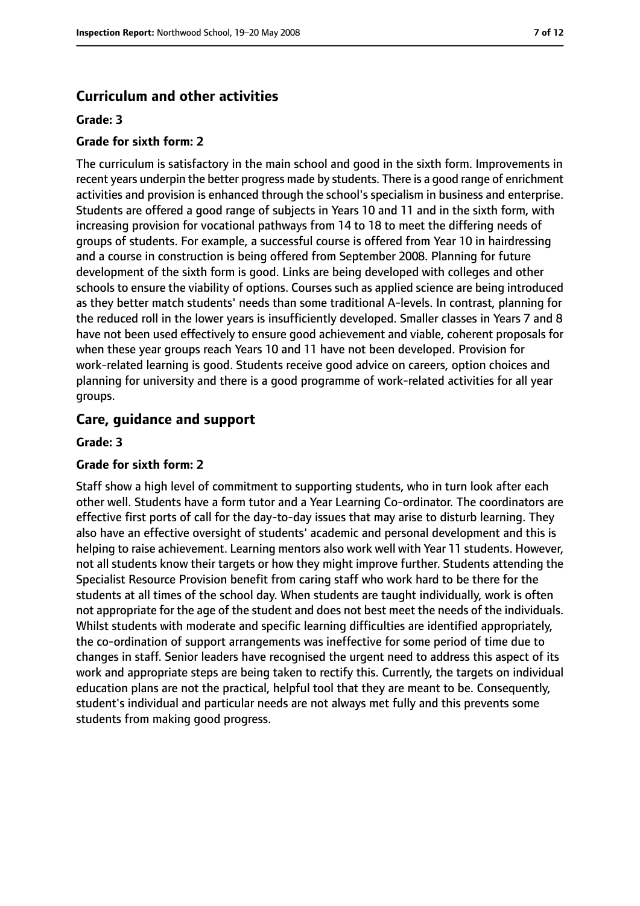## Curriculum and other activities

#### Grade: 3

#### Grade for sixth form: 2

The curriculum is satisfactory in the main school and good in the sixth form. Improvements in recent years underpin the better progress made by students. There is a good range of enrichment activities and provision is enhanced through the school's specialism in business and enterprise. Students are offered a good range of subjects in Years 10 and 11 and in the sixth form, with increasing provision for vocational pathways from 14 to 18 to meet the differing needs of groups of students. For example, a successful course is offered from Year 10 in hairdressing and a course in construction is being offered from September 2008. Planning for future development of the sixth form is good. Links are being developed with colleges and other schools to ensure the viability of options. Courses such as applied science are being introduced as they better match students' needs than some traditional A-levels. In contrast, planning for the reduced roll in the lower years is insufficiently developed. Smaller classes in Years 7 and 8 have not been used effectively to ensure good achievement and viable, coherent proposals for when these year groups reach Years 10 and 11 have not been developed. Provision for work-related learning is good. Students receive good advice on careers, option choices and planning for university and there is a good programme of work-related activities for all year groups.

## Care, guidance and support

#### Grade: 3

#### Grade for sixth form: 2

Staff show a high level of commitment to supporting students, who in turn look after each other well. Students have a form tutor and a Year Learning Co-ordinator. The coordinators are effective first ports of call for the day-to-day issues that may arise to disturb learning. They also have an effective oversight of students' academic and personal development and this is helping to raise achievement. Learning mentors also work well with Year 11 students. However, not all students know their targets or how they might improve further. Students attending the Specialist Resource Provision benefit from caring staff who work hard to be there for the students at all times of the school day. When students are taught individually, work is often not appropriate for the age of the student and does not best meet the needs of the individuals. Whilst students with moderate and specific learning difficulties are identified appropriately, the co-ordination of support arrangements was ineffective for some period of time due to changes in staff. Senior leaders have recognised the urgent need to address this aspect of its work and appropriate steps are being taken to rectify this. Currently, the targets on individual education plans are not the practical, helpful tool that they are meant to be. Consequently, student's individual and particular needs are not always met fully and this prevents some students from making good progress.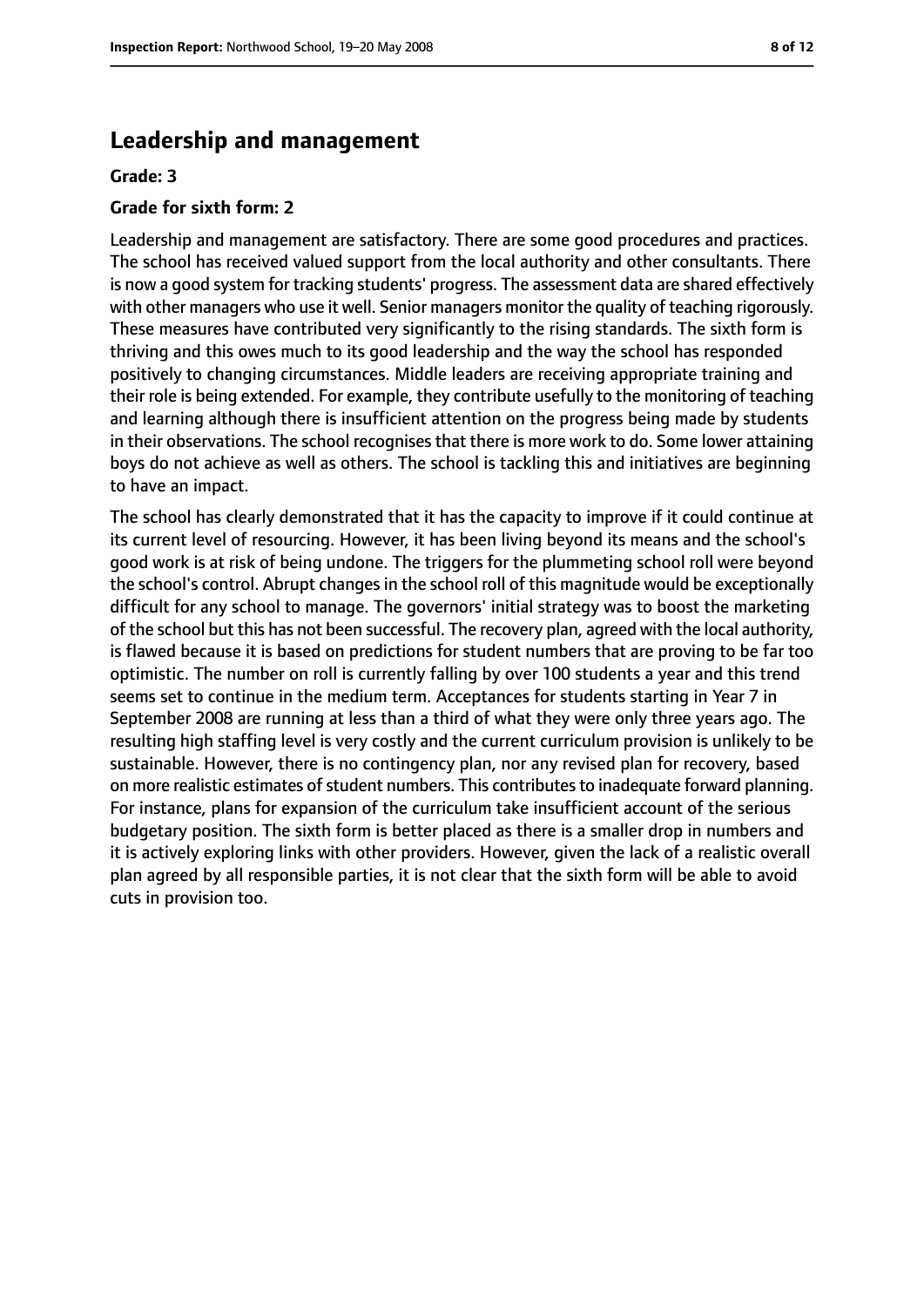## Leadership and management

**Grade: 3**

**Grade for sixth form: 2**

Leadership and management are satisfactory. There are some good procedures and practices. The school has received valued support from the local authority and other consultants. There is now a good system for tracking students' progress. The assessment data are shared effectively with other managers who use it well. Senior managers monitor the quality of teaching rigorously. These measures have contributed very significantly to the rising standards. The sixth form is thriving and this owes much to its good leadership and the way the school has responded positively to changing circumstances. Middle leaders are receiving appropriate training and their role is being extended. For example, they contribute usefully to the monitoring of teaching and learning although there is insufficient attention on the progress being made by students in their observations. The school recognises that there is more work to do. Some lower attaining boys do not achieve as well as others. The school is tackling this and initiatives are beginning to have an impact.

The school has clearly demonstrated that it has the capacity to improve if it could continue at its current level of resourcing. However, it has been living beyond its means and the school's good work is at risk of being undone. The triggers for the plummeting school roll were beyond the school's control. Abrupt changes in the school roll of this magnitude would be exceptionally difficult for any school to manage. The governors' initial strategy was to boost the marketing of the school but this has not been successful. The recovery plan, agreed with the local authority, is flawed because it is based on predictions for student numbers that are proving to be far too optimistic. The number on roll is currently falling by over 100 students a year and this trend seems set to continue in the medium term. Acceptances for students starting in Year 7 in September 2008 are running at less than a third of what they were only three years ago. The resulting high staffing level is very costly and the current curriculum provision is unlikely to be sustainable. However, there is no contingency plan, nor any revised plan for recovery, based on more realistic estimates of student numbers. This contributes to inadequate forward planning. For instance, plans for expansion of the curriculum take insufficient account of the serious budgetary position. The sixth form is better placed as there is a smaller drop in numbers and it is actively exploring links with other providers. However, given the lack of a realistic overall plan agreed by all responsible parties, it is not clear that the sixth form will be able to avoid cuts in provision too.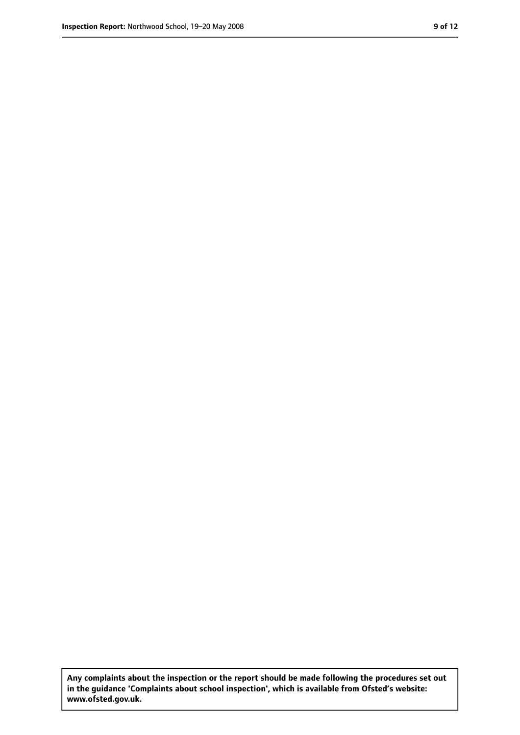**Any complaints about the inspection or the report should be made following the procedures set out in the guidance 'Complaints about school inspection', which is available from Ofsted's website: www.ofsted.gov.uk.**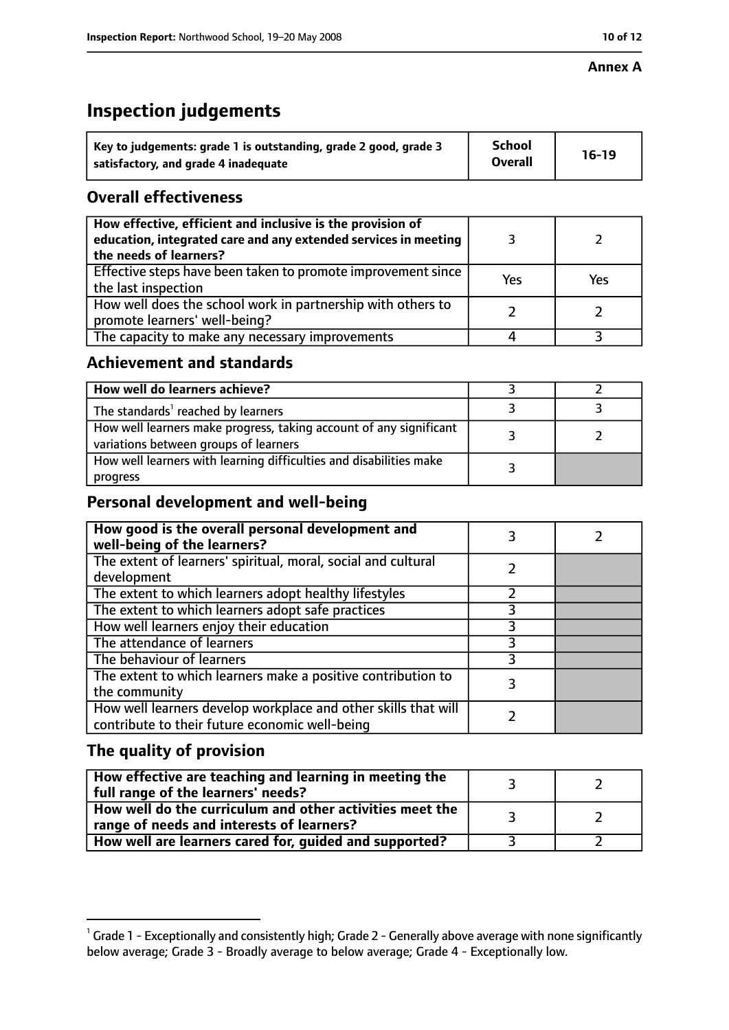**Annex A**

# Inspection judgements

| Key to judgements: grade 1 is outstanding, grade 2 good, grade 3 satisfactory, and grade 4 inadequate | School Overall | 16-19 |
|---|---|---|

## Overall effectiveness

| | | |
|---|---|---|
| How effective, efficient and inclusive is the provision of education, integrated care and any extended services in meeting the needs of learners? | 3 | 2 |
| Effective steps have been taken to promote improvement since the last inspection | Yes | Yes |
| How well does the school work in partnership with others to promote learners' well-being? | 2 | 2 |
| The capacity to make any necessary improvements | 4 | 3 |

## Achievement and standards

| | | |
|---|---|---|
| How well do learners achieve? | 3 | 2 |
| The standards[1] reached by learners | 3 | 3 |
| How well learners make progress, taking account of any significant variations between groups of learners | 3 | 2 |
| How well learners with learning difficulties and disabilities make progress | 3 | |

## Personal development and well-being

| | | |
|---|---|---|
| How good is the overall personal development and well-being of the learners? | 3 | 2 |
| The extent of learners' spiritual, moral, social and cultural development | 2 | |
| The extent to which learners adopt healthy lifestyles | 2 | |
| The extent to which learners adopt safe practices | 3 | |
| How well learners enjoy their education | 3 | |
| The attendance of learners | 3 | |
| The behaviour of learners | 3 | |
| The extent to which learners make a positive contribution to the community | 3 | |
| How well learners develop workplace and other skills that will contribute to their future economic well-being | 2 | |

## The quality of provision

| | | |
|---|---|---|
| How effective are teaching and learning in meeting the full range of the learners' needs? | 3 | 2 |
| How well do the curriculum and other activities meet the range of needs and interests of learners? | 3 | 2 |
| How well are learners cared for, guided and supported? | 3 | 2 |

[1] Grade 1 - Exceptionally and consistently high; Grade 2 - Generally above average with none significantly below average; Grade 3 - Broadly average to below average; Grade 4 - Exceptionally low.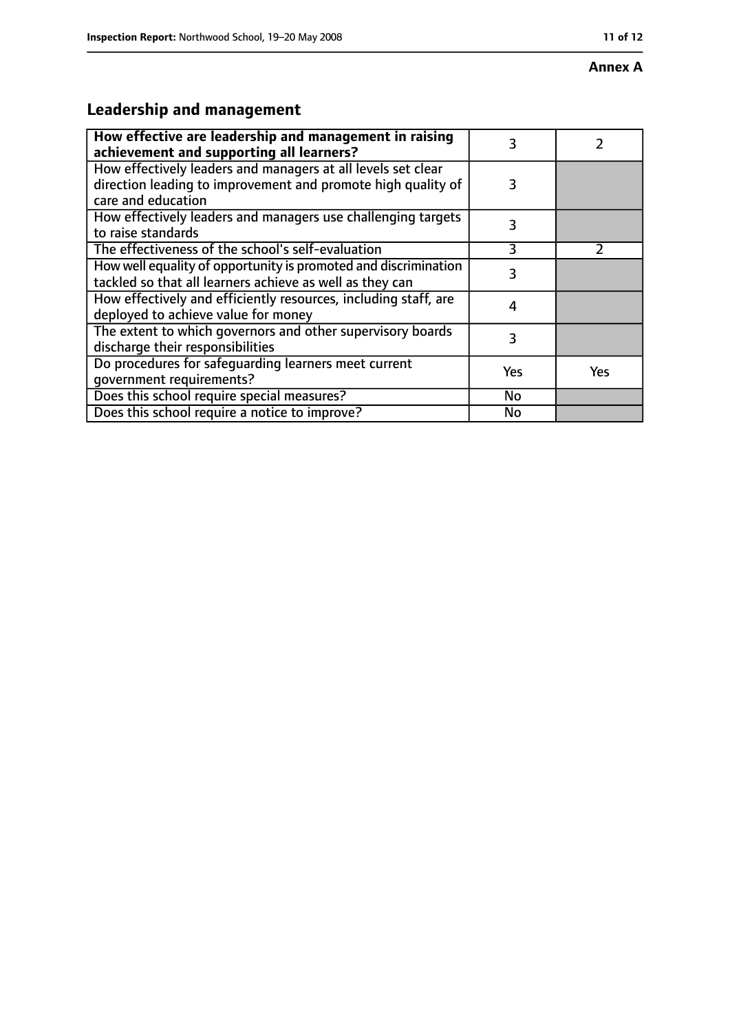**Annex A**

## Leadership and management

| **How effective are leadership and management in raising achievement and supporting all learners?** | 3 | 2 |
|---|---|---|
| How effectively leaders and managers at all levels set clear direction leading to improvement and promote high quality of care and education | 3 | |
| How effectively leaders and managers use challenging targets to raise standards | 3 | |
| The effectiveness of the school's self-evaluation | 3 | 2 |
| How well equality of opportunity is promoted and discrimination tackled so that all learners achieve as well as they can | 3 | |
| How effectively and efficiently resources, including staff, are deployed to achieve value for money | 4 | |
| The extent to which governors and other supervisory boards discharge their responsibilities | 3 | |
| Do procedures for safeguarding learners meet current government requirements? | Yes | Yes |
| Does this school require special measures? | No | |
| Does this school require a notice to improve? | No | |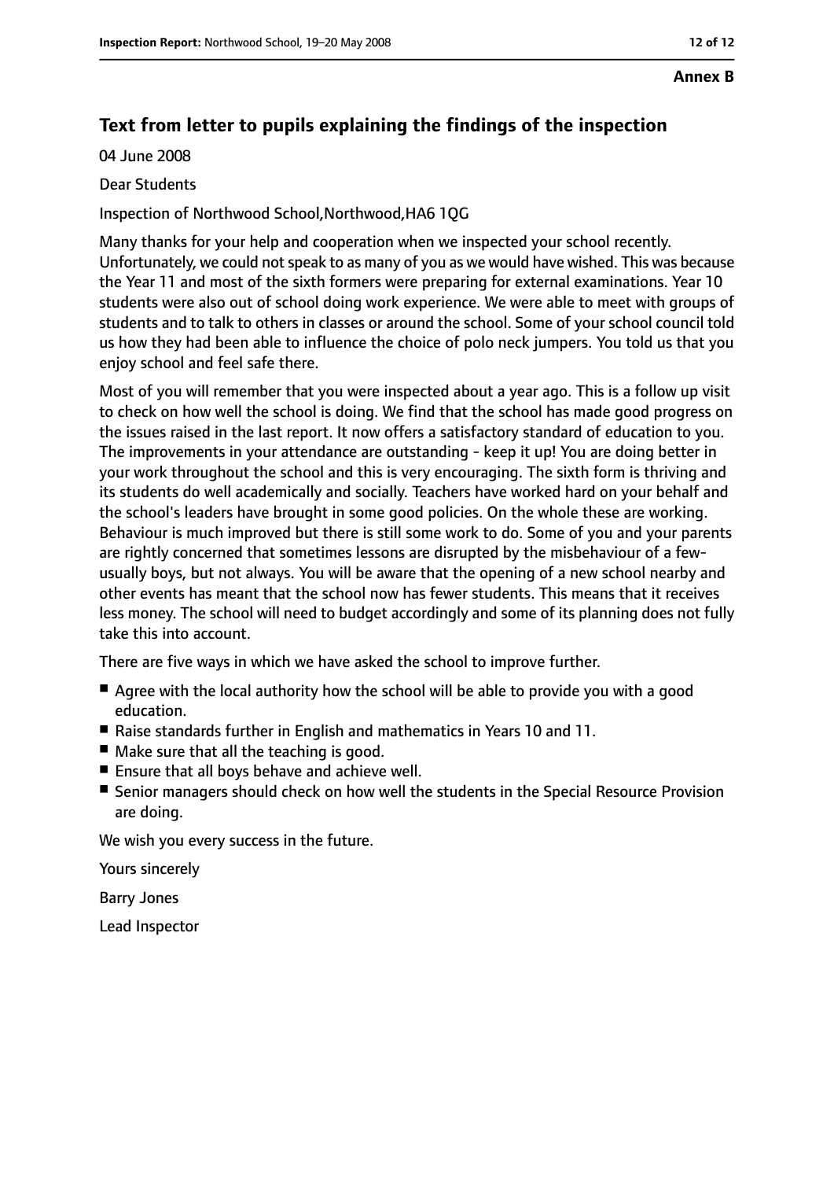**Annex B**

## Text from letter to pupils explaining the findings of the inspection

04 June 2008

Dear Students

Inspection of Northwood School,Northwood,HA6 1QG

Many thanks for your help and cooperation when we inspected your school recently. Unfortunately, we could not speak to as many of you as we would have wished. This was because the Year 11 and most of the sixth formers were preparing for external examinations. Year 10 students were also out of school doing work experience. We were able to meet with groups of students and to talk to others in classes or around the school. Some of your school council told us how they had been able to influence the choice of polo neck jumpers. You told us that you enjoy school and feel safe there.

Most of you will remember that you were inspected about a year ago. This is a follow up visit to check on how well the school is doing. We find that the school has made good progress on the issues raised in the last report. It now offers a satisfactory standard of education to you. The improvements in your attendance are outstanding - keep it up! You are doing better in your work throughout the school and this is very encouraging. The sixth form is thriving and its students do well academically and socially. Teachers have worked hard on your behalf and the school's leaders have brought in some good policies. On the whole these are working. Behaviour is much improved but there is still some work to do. Some of you and your parents are rightly concerned that sometimes lessons are disrupted by the misbehaviour of a few- usually boys, but not always. You will be aware that the opening of a new school nearby and other events has meant that the school now has fewer students. This means that it receives less money. The school will need to budget accordingly and some of its planning does not fully take this into account.

There are five ways in which we have asked the school to improve further.

- Agree with the local authority how the school will be able to provide you with a good education.
- Raise standards further in English and mathematics in Years 10 and 11.
- Make sure that all the teaching is good.
- Ensure that all boys behave and achieve well.
- Senior managers should check on how well the students in the Special Resource Provision are doing.

We wish you every success in the future.

Yours sincerely

Barry Jones

Lead Inspector